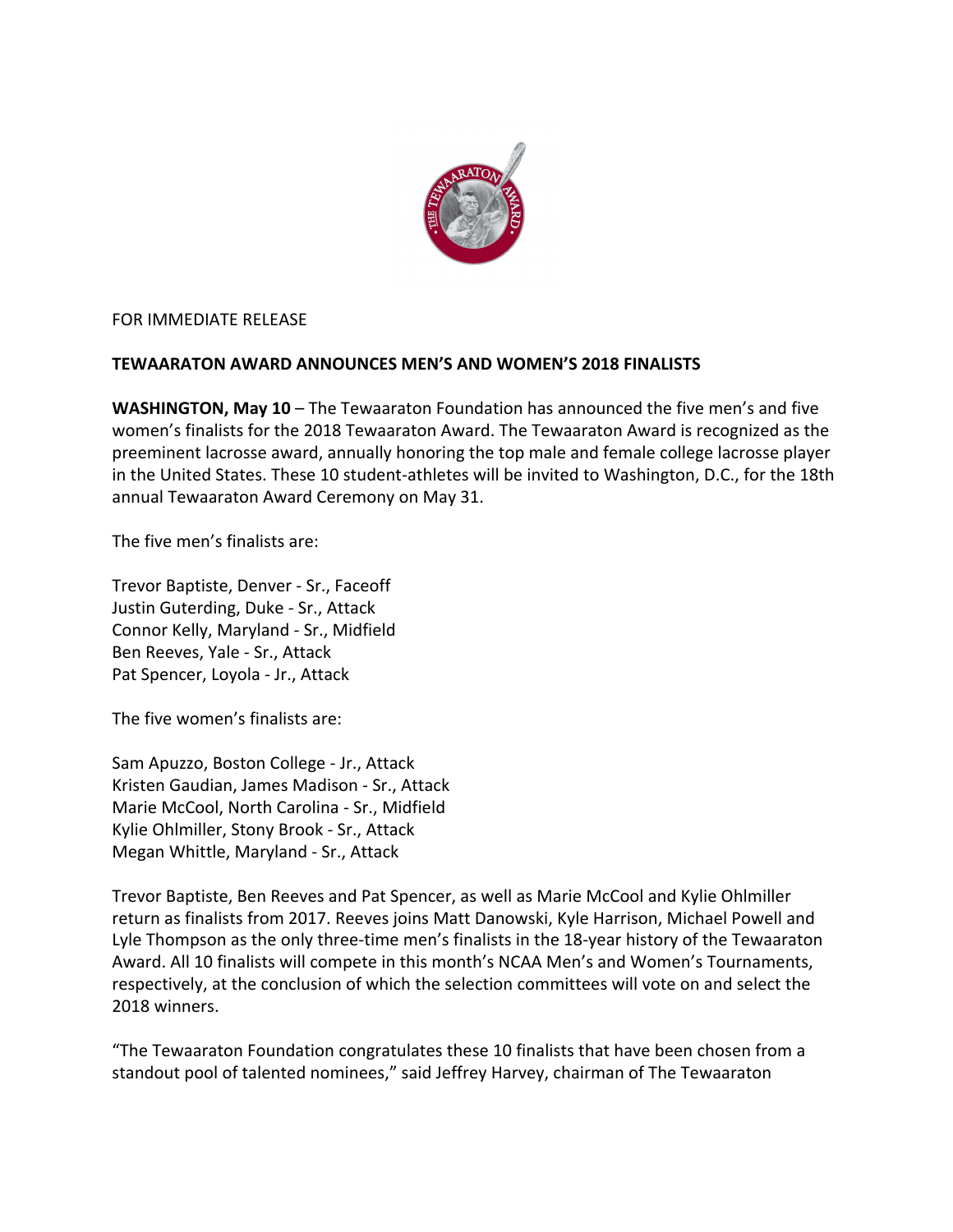FOR IMMEDIATE RELEASE

**TEWAARATON AWARD ANNOUNCES MEN'S AND WOMEN'S 2018 FINALISTS**

**WASHINGTON, May 10** – The Tewaaraton Foundation has announced the five men's and five women's finalists for the 2018 Tewaaraton Award. The Tewaaraton Award is recognized as the preeminent lacrosse award, annually honoring the top male and female college lacrosse player in the United States. These 10 student-athletes will be invited to Washington, D.C., for the 18th annual Tewaaraton Award Ceremony on May 31.

The five men's finalists are:

Trevor Baptiste, Denver - Sr., Faceoff
Justin Guterding, Duke - Sr., Attack
Connor Kelly, Maryland - Sr., Midfield
Ben Reeves, Yale - Sr., Attack
Pat Spencer, Loyola - Jr., Attack

The five women's finalists are:

Sam Apuzzo, Boston College - Jr., Attack
Kristen Gaudian, James Madison - Sr., Attack
Marie McCool, North Carolina - Sr., Midfield
Kylie Ohlmiller, Stony Brook - Sr., Attack
Megan Whittle, Maryland - Sr., Attack

Trevor Baptiste, Ben Reeves and Pat Spencer, as well as Marie McCool and Kylie Ohlmiller return as finalists from 2017. Reeves joins Matt Danowski, Kyle Harrison, Michael Powell and Lyle Thompson as the only three-time men's finalists in the 18-year history of the Tewaaraton Award. All 10 finalists will compete in this month's NCAA Men's and Women's Tournaments, respectively, at the conclusion of which the selection committees will vote on and select the 2018 winners.

"The Tewaaraton Foundation congratulates these 10 finalists that have been chosen from a standout pool of talented nominees," said Jeffrey Harvey, chairman of The Tewaaraton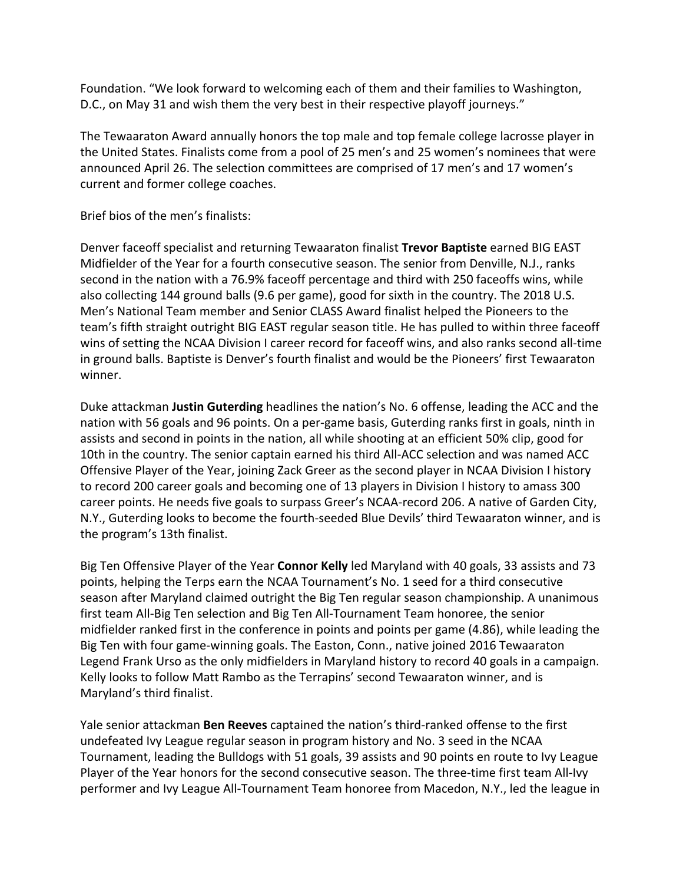Foundation. “We look forward to welcoming each of them and their families to Washington, D.C., on May 31 and wish them the very best in their respective playoff journeys.”

The Tewaaraton Award annually honors the top male and top female college lacrosse player in the United States. Finalists come from a pool of 25 men’s and 25 women’s nominees that were announced April 26. The selection committees are comprised of 17 men’s and 17 women’s current and former college coaches.

Brief bios of the men’s finalists:

Denver faceoff specialist and returning Tewaaraton finalist **Trevor Baptiste** earned BIG EAST Midfielder of the Year for a fourth consecutive season. The senior from Denville, N.J., ranks second in the nation with a 76.9% faceoff percentage and third with 250 faceoffs wins, while also collecting 144 ground balls (9.6 per game), good for sixth in the country. The 2018 U.S. Men’s National Team member and Senior CLASS Award finalist helped the Pioneers to the team’s fifth straight outright BIG EAST regular season title. He has pulled to within three faceoff wins of setting the NCAA Division I career record for faceoff wins, and also ranks second all-time in ground balls. Baptiste is Denver’s fourth finalist and would be the Pioneers’ first Tewaaraton winner.

Duke attackman **Justin Guterding** headlines the nation’s No. 6 offense, leading the ACC and the nation with 56 goals and 96 points. On a per-game basis, Guterding ranks first in goals, ninth in assists and second in points in the nation, all while shooting at an efficient 50% clip, good for 10th in the country. The senior captain earned his third All-ACC selection and was named ACC Offensive Player of the Year, joining Zack Greer as the second player in NCAA Division I history to record 200 career goals and becoming one of 13 players in Division I history to amass 300 career points. He needs five goals to surpass Greer’s NCAA-record 206. A native of Garden City, N.Y., Guterding looks to become the fourth-seeded Blue Devils’ third Tewaaraton winner, and is the program’s 13th finalist.

Big Ten Offensive Player of the Year **Connor Kelly** led Maryland with 40 goals, 33 assists and 73 points, helping the Terps earn the NCAA Tournament’s No. 1 seed for a third consecutive season after Maryland claimed outright the Big Ten regular season championship. A unanimous first team All-Big Ten selection and Big Ten All-Tournament Team honoree, the senior midfielder ranked first in the conference in points and points per game (4.86), while leading the Big Ten with four game-winning goals. The Easton, Conn., native joined 2016 Tewaaraton Legend Frank Urso as the only midfielders in Maryland history to record 40 goals in a campaign. Kelly looks to follow Matt Rambo as the Terrapins’ second Tewaaraton winner, and is Maryland’s third finalist.

Yale senior attackman **Ben Reeves** captained the nation’s third-ranked offense to the first undefeated Ivy League regular season in program history and No. 3 seed in the NCAA Tournament, leading the Bulldogs with 51 goals, 39 assists and 90 points en route to Ivy League Player of the Year honors for the second consecutive season. The three-time first team All-Ivy performer and Ivy League All-Tournament Team honoree from Macedon, N.Y., led the league in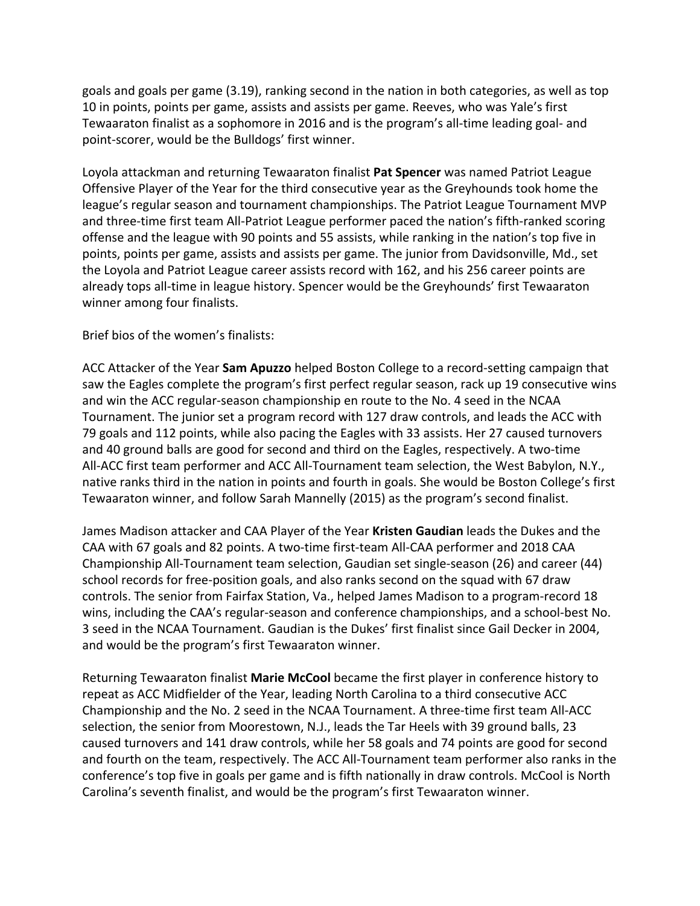goals and goals per game (3.19), ranking second in the nation in both categories, as well as top 10 in points, points per game, assists and assists per game. Reeves, who was Yale's first Tewaaraton finalist as a sophomore in 2016 and is the program's all-time leading goal- and point-scorer, would be the Bulldogs' first winner.

Loyola attackman and returning Tewaaraton finalist **Pat Spencer** was named Patriot League Offensive Player of the Year for the third consecutive year as the Greyhounds took home the league's regular season and tournament championships. The Patriot League Tournament MVP and three-time first team All-Patriot League performer paced the nation's fifth-ranked scoring offense and the league with 90 points and 55 assists, while ranking in the nation's top five in points, points per game, assists and assists per game. The junior from Davidsonville, Md., set the Loyola and Patriot League career assists record with 162, and his 256 career points are already tops all-time in league history. Spencer would be the Greyhounds' first Tewaaraton winner among four finalists.

Brief bios of the women's finalists:

ACC Attacker of the Year **Sam Apuzzo** helped Boston College to a record-setting campaign that saw the Eagles complete the program's first perfect regular season, rack up 19 consecutive wins and win the ACC regular-season championship en route to the No. 4 seed in the NCAA Tournament. The junior set a program record with 127 draw controls, and leads the ACC with 79 goals and 112 points, while also pacing the Eagles with 33 assists. Her 27 caused turnovers and 40 ground balls are good for second and third on the Eagles, respectively. A two-time All-ACC first team performer and ACC All-Tournament team selection, the West Babylon, N.Y., native ranks third in the nation in points and fourth in goals. She would be Boston College's first Tewaaraton winner, and follow Sarah Mannelly (2015) as the program's second finalist.

James Madison attacker and CAA Player of the Year **Kristen Gaudian** leads the Dukes and the CAA with 67 goals and 82 points. A two-time first-team All-CAA performer and 2018 CAA Championship All-Tournament team selection, Gaudian set single-season (26) and career (44) school records for free-position goals, and also ranks second on the squad with 67 draw controls. The senior from Fairfax Station, Va., helped James Madison to a program-record 18 wins, including the CAA's regular-season and conference championships, and a school-best No. 3 seed in the NCAA Tournament. Gaudian is the Dukes' first finalist since Gail Decker in 2004, and would be the program's first Tewaaraton winner.

Returning Tewaaraton finalist **Marie McCool** became the first player in conference history to repeat as ACC Midfielder of the Year, leading North Carolina to a third consecutive ACC Championship and the No. 2 seed in the NCAA Tournament. A three-time first team All-ACC selection, the senior from Moorestown, N.J., leads the Tar Heels with 39 ground balls, 23 caused turnovers and 141 draw controls, while her 58 goals and 74 points are good for second and fourth on the team, respectively. The ACC All-Tournament team performer also ranks in the conference's top five in goals per game and is fifth nationally in draw controls. McCool is North Carolina's seventh finalist, and would be the program's first Tewaaraton winner.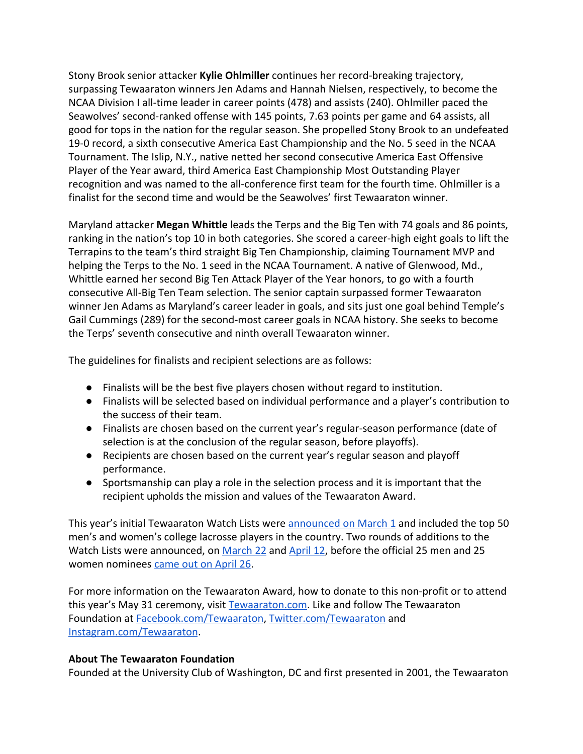Stony Brook senior attacker **Kylie Ohlmiller** continues her record-breaking trajectory, surpassing Tewaaraton winners Jen Adams and Hannah Nielsen, respectively, to become the NCAA Division I all-time leader in career points (478) and assists (240). Ohlmiller paced the Seawolves' second-ranked offense with 145 points, 7.63 points per game and 64 assists, all good for tops in the nation for the regular season. She propelled Stony Brook to an undefeated 19-0 record, a sixth consecutive America East Championship and the No. 5 seed in the NCAA Tournament. The Islip, N.Y., native netted her second consecutive America East Offensive Player of the Year award, third America East Championship Most Outstanding Player recognition and was named to the all-conference first team for the fourth time. Ohlmiller is a finalist for the second time and would be the Seawolves' first Tewaaraton winner.

Maryland attacker **Megan Whittle** leads the Terps and the Big Ten with 74 goals and 86 points, ranking in the nation's top 10 in both categories. She scored a career-high eight goals to lift the Terrapins to the team's third straight Big Ten Championship, claiming Tournament MVP and helping the Terps to the No. 1 seed in the NCAA Tournament. A native of Glenwood, Md., Whittle earned her second Big Ten Attack Player of the Year honors, to go with a fourth consecutive All-Big Ten Team selection. The senior captain surpassed former Tewaaraton winner Jen Adams as Maryland's career leader in goals, and sits just one goal behind Temple's Gail Cummings (289) for the second-most career goals in NCAA history. She seeks to become the Terps' seventh consecutive and ninth overall Tewaaraton winner.

The guidelines for finalists and recipient selections are as follows:

- Finalists will be the best five players chosen without regard to institution.
- Finalists will be selected based on individual performance and a player's contribution to the success of their team.
- Finalists are chosen based on the current year's regular-season performance (date of selection is at the conclusion of the regular season, before playoffs).
- Recipients are chosen based on the current year's regular season and playoff performance.
- Sportsmanship can play a role in the selection process and it is important that the recipient upholds the mission and values of the Tewaaraton Award.

This year's initial Tewaaraton Watch Lists were announced on March 1 and included the top 50 men's and women's college lacrosse players in the country. Two rounds of additions to the Watch Lists were announced, on March 22 and April 12, before the official 25 men and 25 women nominees came out on April 26.

For more information on the Tewaaraton Award, how to donate to this non-profit or to attend this year's May 31 ceremony, visit Tewaaraton.com. Like and follow The Tewaaraton Foundation at Facebook.com/Tewaaraton, Twitter.com/Tewaaraton and Instagram.com/Tewaaraton.

**About The Tewaaraton Foundation**

Founded at the University Club of Washington, DC and first presented in 2001, the Tewaaraton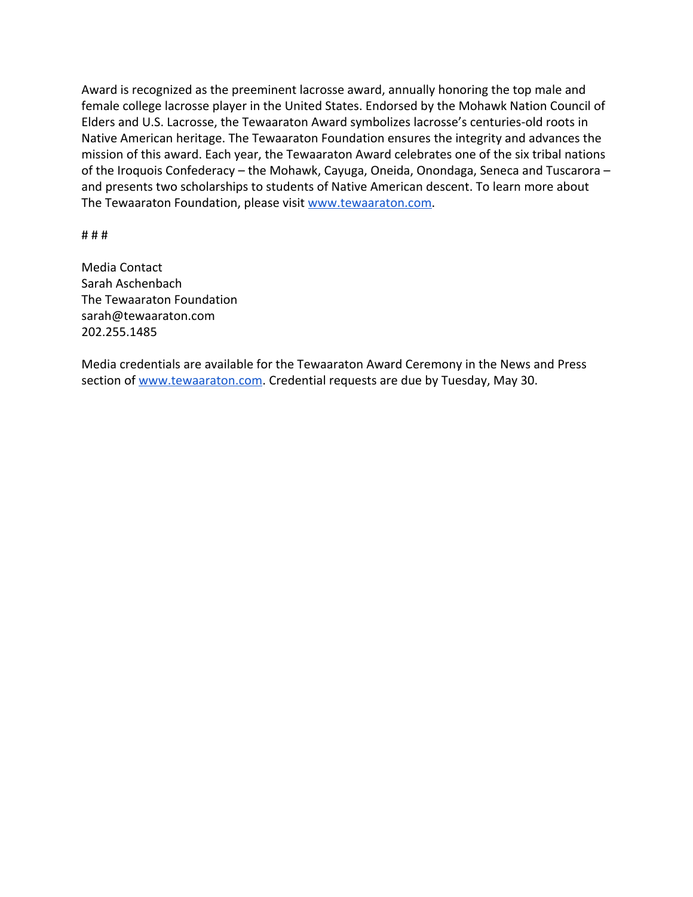Award is recognized as the preeminent lacrosse award, annually honoring the top male and female college lacrosse player in the United States. Endorsed by the Mohawk Nation Council of Elders and U.S. Lacrosse, the Tewaaraton Award symbolizes lacrosse's centuries-old roots in Native American heritage. The Tewaaraton Foundation ensures the integrity and advances the mission of this award. Each year, the Tewaaraton Award celebrates one of the six tribal nations of the Iroquois Confederacy – the Mohawk, Cayuga, Oneida, Onondaga, Seneca and Tuscarora – and presents two scholarships to students of Native American descent. To learn more about The Tewaaraton Foundation, please visit www.tewaaraton.com.

# # #

Media Contact
Sarah Aschenbach
The Tewaaraton Foundation
sarah@tewaaraton.com
202.255.1485

Media credentials are available for the Tewaaraton Award Ceremony in the News and Press section of www.tewaaraton.com. Credential requests are due by Tuesday, May 30.